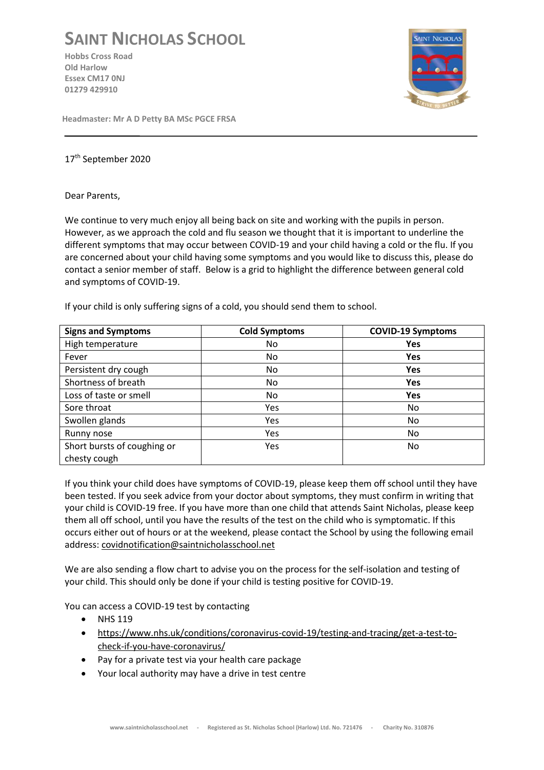# SAINT NICHOLAS SCHOOL

**Hobbs Cross Road**
**Old Harlow**
**Essex CM17 0NJ**
**01279 429910**

**Headmaster: Mr A D Petty BA MSc PGCE FRSA**

17th September 2020

Dear Parents,

We continue to very much enjoy all being back on site and working with the pupils in person. However, as we approach the cold and flu season we thought that it is important to underline the different symptoms that may occur between COVID-19 and your child having a cold or the flu. If you are concerned about your child having some symptoms and you would like to discuss this, please do contact a senior member of staff. Below is a grid to highlight the difference between general cold and symptoms of COVID-19.

If your child is only suffering signs of a cold, you should send them to school.

| **Signs and Symptoms** | **Cold Symptoms** | **COVID-19 Symptoms** |
|---|---|---|
| High temperature | No | **Yes** |
| Fever | No | **Yes** |
| Persistent dry cough | No | **Yes** |
| Shortness of breath | No | **Yes** |
| Loss of taste or smell | No | **Yes** |
| Sore throat | Yes | No |
| Swollen glands | Yes | No |
| Runny nose | Yes | No |
| Short bursts of coughing or chesty cough | Yes | No |

If you think your child does have symptoms of COVID-19, please keep them off school until they have been tested. If you seek advice from your doctor about symptoms, they must confirm in writing that your child is COVID-19 free. If you have more than one child that attends Saint Nicholas, please keep them all off school, until you have the results of the test on the child who is symptomatic. If this occurs either out of hours or at the weekend, please contact the School by using the following email address: covidnotification@saintnicholasschool.net

We are also sending a flow chart to advise you on the process for the self-isolation and testing of your child. This should only be done if your child is testing positive for COVID-19.

You can access a COVID-19 test by contacting

- NHS 119
- https://www.nhs.uk/conditions/coronavirus-covid-19/testing-and-tracing/get-a-test-to-check-if-you-have-coronavirus/
- Pay for a private test via your health care package
- Your local authority may have a drive in test centre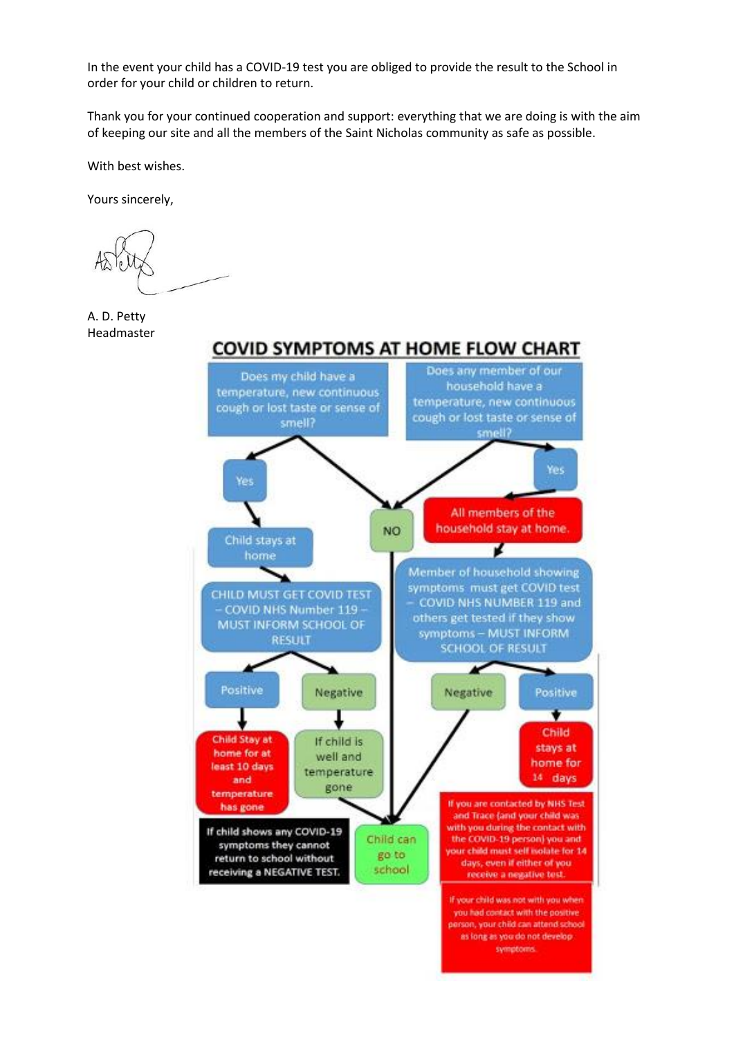In the event your child has a COVID-19 test you are obliged to provide the result to the School in order for your child or children to return.

Thank you for your continued cooperation and support: everything that we are doing is with the aim of keeping our site and all the members of the Saint Nicholas community as safe as possible.

With best wishes.

Yours sincerely,

A. D. Petty
Headmaster

## COVID SYMPTOMS AT HOME FLOW CHART

Does my child have a temperature, new continuous cough or lost taste or sense of smell?

Does any member of our household have a temperature, new continuous cough or lost taste or sense of smell?

Yes

Yes

NO

All members of the household stay at home.

Child stays at home

CHILD MUST GET COVID TEST – COVID NHS Number 119 – MUST INFORM SCHOOL OF RESULT

Member of household showing symptoms must get COVID test – COVID NHS NUMBER 119 and others get tested if they show symptoms – MUST INFORM SCHOOL OF RESULT

Positive

Negative

Negative

Positive

Child Stay at home for at least 10 days and temperature has gone

If child is well and temperature gone

Child stays at home for 14 days

If child shows any COVID-19 symptoms they cannot return to school without receiving a NEGATIVE TEST.

Child can go to school

If you are contacted by NHS Test and Trace (and your child was with you during the contact with the COVID-19 person) you and your child must self isolate for 14 days, even if either of you receive a negative test.

If your child was not with you when you had contact with the positive person, your child can attend school as long as you do not develop symptoms.